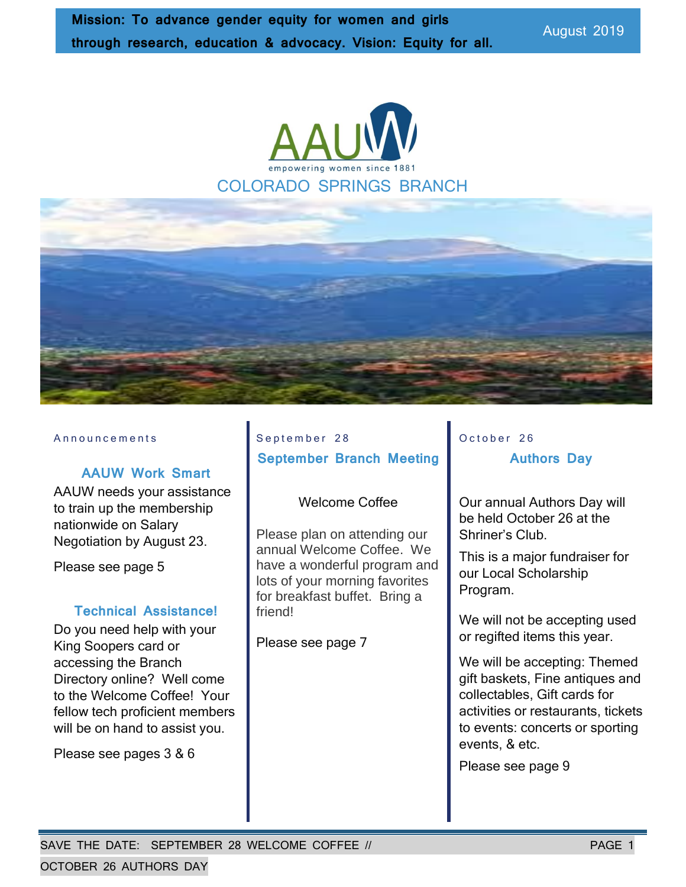**Mission: To advance gender equity for women and girls through research, education & advocacy. Vision: Equity for all.**

August 2019

AAUW

empowering women since 1881

COLORADO SPRINGS BRANCH

Announcements

### AAUW Work Smart

AAUW needs your assistance to train up the membership nationwide on Salary Negotiation by August 23.

Please see page 5

### Technical Assistance!

Do you need help with your King Soopers card or accessing the Branch Directory online? Well come to the Welcome Coffee! Your fellow tech proficient members will be on hand to assist you.

Please see pages 3 & 6

September 28

### September Branch Meeting

Welcome Coffee

Please plan on attending our annual Welcome Coffee. We have a wonderful program and lots of your morning favorites for breakfast buffet. Bring a friend!

Please see page 7

October 26

### Authors Day

Our annual Authors Day will be held October 26 at the Shriner's Club.

This is a major fundraiser for our Local Scholarship Program.

We will not be accepting used or regifted items this year.

We will be accepting: Themed gift baskets, Fine antiques and collectables, Gift cards for activities or restaurants, tickets to events: concerts or sporting events, & etc.

Please see page 9

SAVE THE DATE: SEPTEMBER 28 WELCOME COFFEE // OCTOBER 26 AUTHORS DAY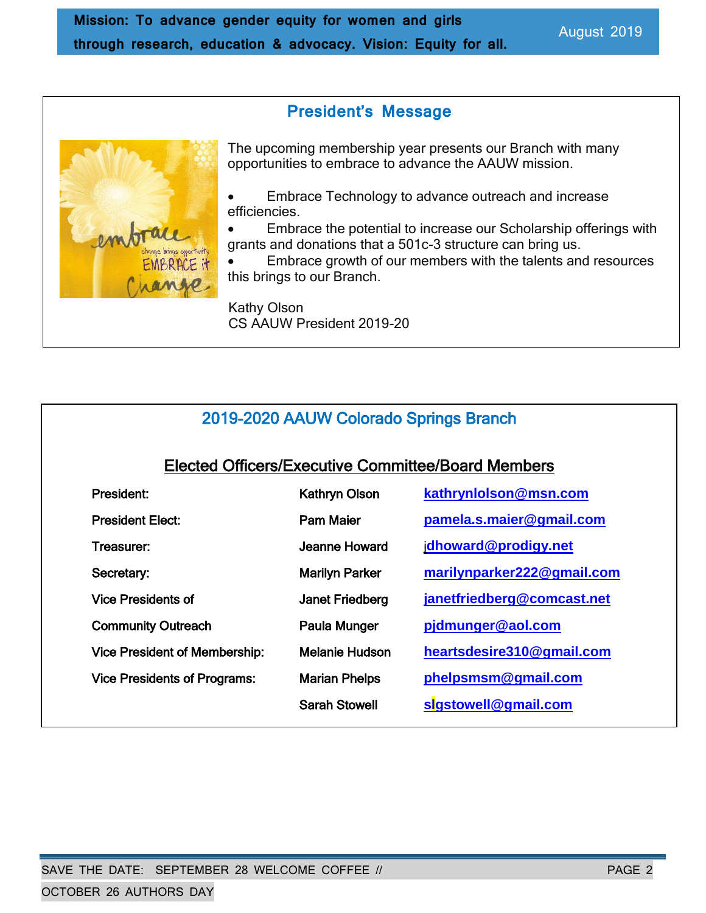Mission: To advance gender equity for women and girls through research, education & advocacy. Vision: Equity for all.

August 2019

## President's Message

The upcoming membership year presents our Branch with many opportunities to embrace to advance the AAUW mission.

- Embrace Technology to advance outreach and increase efficiencies.
- Embrace the potential to increase our Scholarship offerings with grants and donations that a 501c-3 structure can bring us.
- Embrace growth of our members with the talents and resources this brings to our Branch.

Kathy Olson
CS AAUW President 2019-20

## 2019-2020 AAUW Colorado Springs Branch

### Elected Officers/Executive Committee/Board Members

| | | |
|---|---|---|
| **President:** | **Kathryn Olson** | **kathrynlolson@msn.com** |
| **President Elect:** | **Pam Maier** | **pamela.s.maier@gmail.com** |
| **Treasurer:** | **Jeanne Howard** | **jdhoward@prodigy.net** |
| **Secretary:** | **Marilyn Parker** | **marilynparker222@gmail.com** |
| **Vice Presidents of** | **Janet Friedberg** | **janetfriedberg@comcast.net** |
| **Community Outreach** | **Paula Munger** | **pjdmunger@aol.com** |
| **Vice President of Membership:** | **Melanie Hudson** | **heartsdesire310@gmail.com** |
| **Vice Presidents of Programs:** | **Marian Phelps** | **phelpsmsm@gmail.com** |
| | **Sarah Stowell** | **slgstowell@gmail.com** |

SAVE THE DATE: SEPTEMBER 28 WELCOME COFFEE // OCTOBER 26 AUTHORS DAY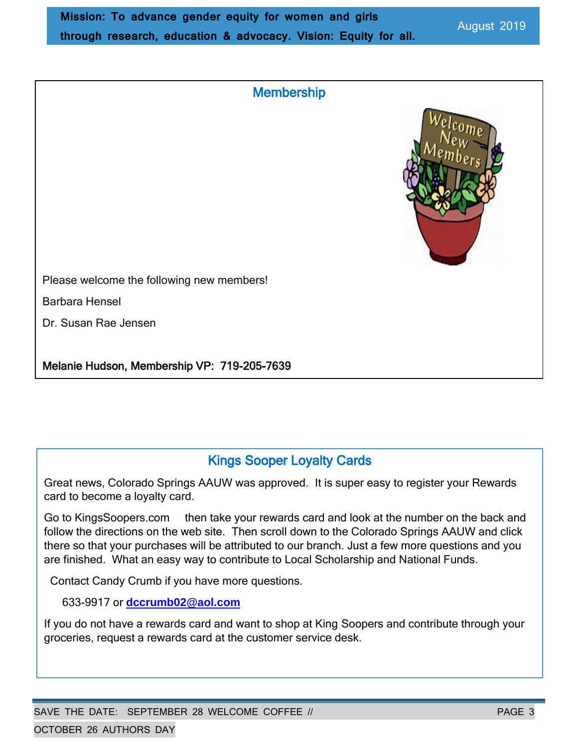## Membership

Please welcome the following new members!

Barbara Hensel

Dr. Susan Rae Jensen

**Melanie Hudson, Membership VP: 719-205-7639**

## Kings Sooper Loyalty Cards

Great news, Colorado Springs AAUW was approved. It is super easy to register your Rewards card to become a loyalty card.

Go to KingsSoopers.com then take your rewards card and look at the number on the back and follow the directions on the web site. Then scroll down to the Colorado Springs AAUW and click there so that your purchases will be attributed to our branch. Just a few more questions and you are finished. What an easy way to contribute to Local Scholarship and National Funds.

Contact Candy Crumb if you have more questions.

633-9917 or **dccrumb02@aol.com**

If you do not have a rewards card and want to shop at King Soopers and contribute through your groceries, request a rewards card at the customer service desk.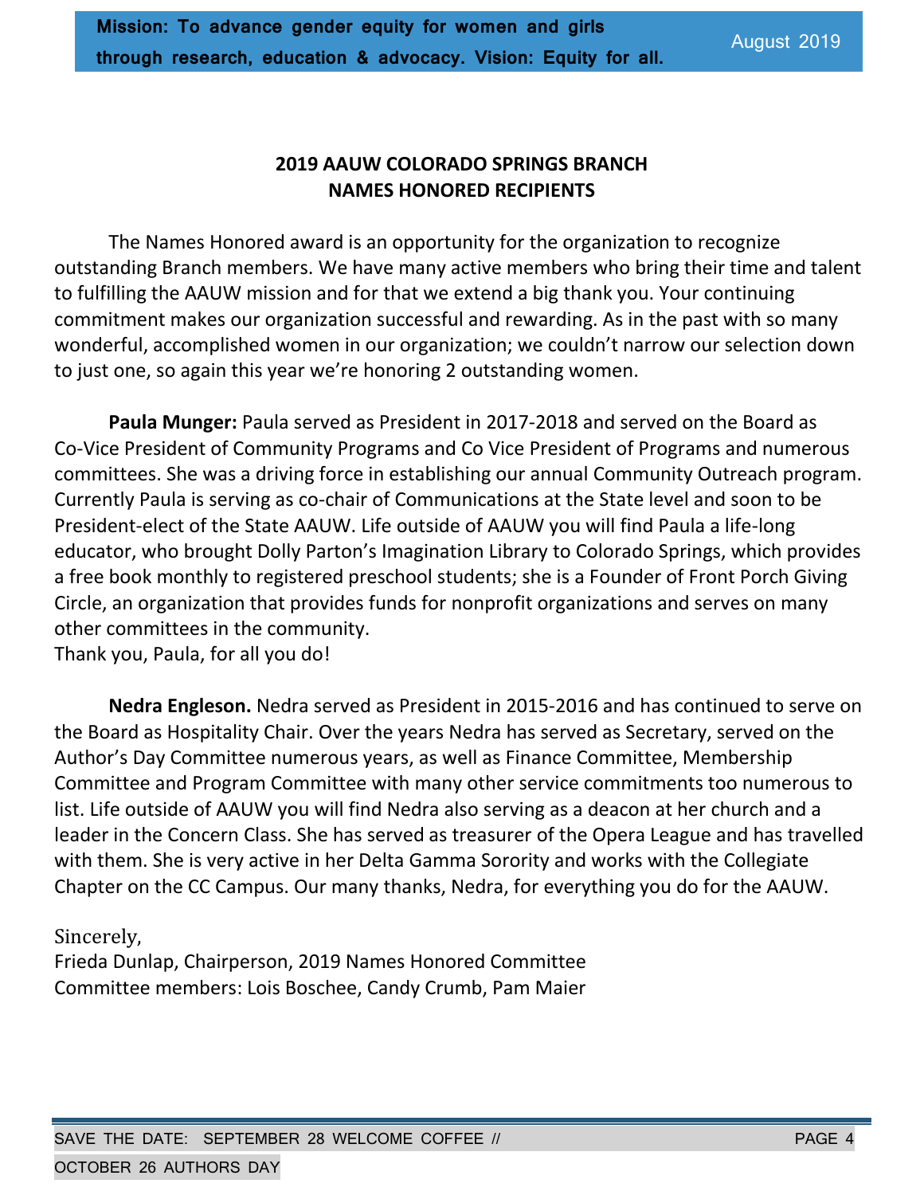## 2019 AAUW COLORADO SPRINGS BRANCH NAMES HONORED RECIPIENTS

The Names Honored award is an opportunity for the organization to recognize outstanding Branch members. We have many active members who bring their time and talent to fulfilling the AAUW mission and for that we extend a big thank you. Your continuing commitment makes our organization successful and rewarding. As in the past with so many wonderful, accomplished women in our organization; we couldn't narrow our selection down to just one, so again this year we're honoring 2 outstanding women.

**Paula Munger:** Paula served as President in 2017-2018 and served on the Board as Co-Vice President of Community Programs and Co Vice President of Programs and numerous committees. She was a driving force in establishing our annual Community Outreach program. Currently Paula is serving as co-chair of Communications at the State level and soon to be President-elect of the State AAUW. Life outside of AAUW you will find Paula a life-long educator, who brought Dolly Parton's Imagination Library to Colorado Springs, which provides a free book monthly to registered preschool students; she is a Founder of Front Porch Giving Circle, an organization that provides funds for nonprofit organizations and serves on many other committees in the community.
Thank you, Paula, for all you do!

**Nedra Engleson.** Nedra served as President in 2015-2016 and has continued to serve on the Board as Hospitality Chair. Over the years Nedra has served as Secretary, served on the Author's Day Committee numerous years, as well as Finance Committee, Membership Committee and Program Committee with many other service commitments too numerous to list. Life outside of AAUW you will find Nedra also serving as a deacon at her church and a leader in the Concern Class. She has served as treasurer of the Opera League and has travelled with them. She is very active in her Delta Gamma Sorority and works with the Collegiate Chapter on the CC Campus. Our many thanks, Nedra, for everything you do for the AAUW.

Sincerely,
Frieda Dunlap, Chairperson, 2019 Names Honored Committee
Committee members: Lois Boschee, Candy Crumb, Pam Maier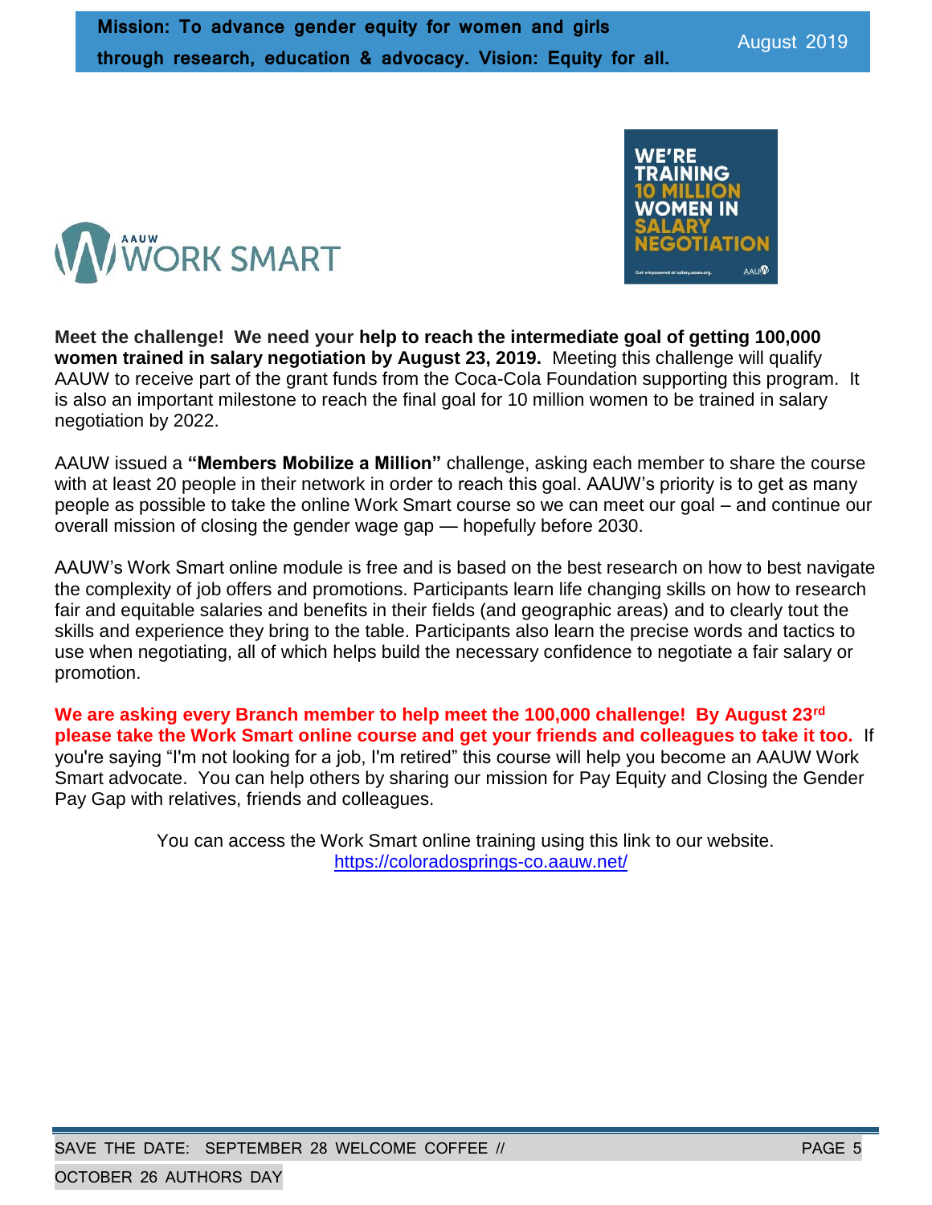Meet the challenge! We need your help to reach the intermediate goal of getting 100,000 women trained in salary negotiation by August 23, 2019.

**Meet the challenge! We need your help to reach the intermediate goal of getting 100,000 women trained in salary negotiation by August 23, 2019.** Meeting this challenge will qualify AAUW to receive part of the grant funds from the Coca-Cola Foundation supporting this program. It is also an important milestone to reach the final goal for 10 million women to be trained in salary negotiation by 2022.

AAUW issued a **"Members Mobilize a Million"** challenge, asking each member to share the course with at least 20 people in their network in order to reach this goal. AAUW's priority is to get as many people as possible to take the online Work Smart course so we can meet our goal – and continue our overall mission of closing the gender wage gap — hopefully before 2030.

AAUW's Work Smart online module is free and is based on the best research on how to best navigate the complexity of job offers and promotions. Participants learn life changing skills on how to research fair and equitable salaries and benefits in their fields (and geographic areas) and to clearly tout the skills and experience they bring to the table. Participants also learn the precise words and tactics to use when negotiating, all of which helps build the necessary confidence to negotiate a fair salary or promotion.

**We are asking every Branch member to help meet the 100,000 challenge! By August 23rd please take the Work Smart online course and get your friends and colleagues to take it too.** If you're saying "I'm not looking for a job, I'm retired" this course will help you become an AAUW Work Smart advocate. You can help others by sharing our mission for Pay Equity and Closing the Gender Pay Gap with relatives, friends and colleagues.

You can access the Work Smart online training using this link to our website.
https://coloradosprings-co.aauw.net/

**Meet the challenge! We need your help to reach the intermediate goal of getting 100,000 women trained in salary negotiation by August 23, 2019.** Meeting this challenge will qualify AAUW to receive part of the grant funds from the Coca-Cola Foundation supporting this program. It is also an important milestone to reach the final goal for 10 million women to be trained in salary negotiation by 2022.

AAUW issued a **"Members Mobilize a Million"** challenge, asking each member to share the course with at least 20 people in their network in order to reach this goal. AAUW's priority is to get as many people as possible to take the online Work Smart course so we can meet our goal – and continue our overall mission of closing the gender wage gap — hopefully before 2030.

AAUW's Work Smart online module is free and is based on the best research on how to best navigate the complexity of job offers and promotions. Participants learn life changing skills on how to research fair and equitable salaries and benefits in their fields (and geographic areas) and to clearly tout the skills and experience they bring to the table. Participants also learn the precise words and tactics to use when negotiating, all of which helps build the necessary confidence to negotiate a fair salary or promotion.

**We are asking every Branch member to help meet the 100,000 challenge! By August 23rd please take the Work Smart online course and get your friends and colleagues to take it too.** If you're saying "I'm not looking for a job, I'm retired" this course will help you become an AAUW Work Smart advocate. You can help others by sharing our mission for Pay Equity and Closing the Gender Pay Gap with relatives, friends and colleagues.

You can access the Work Smart online training using this link to our website.
https://coloradosprings-co.aauw.net/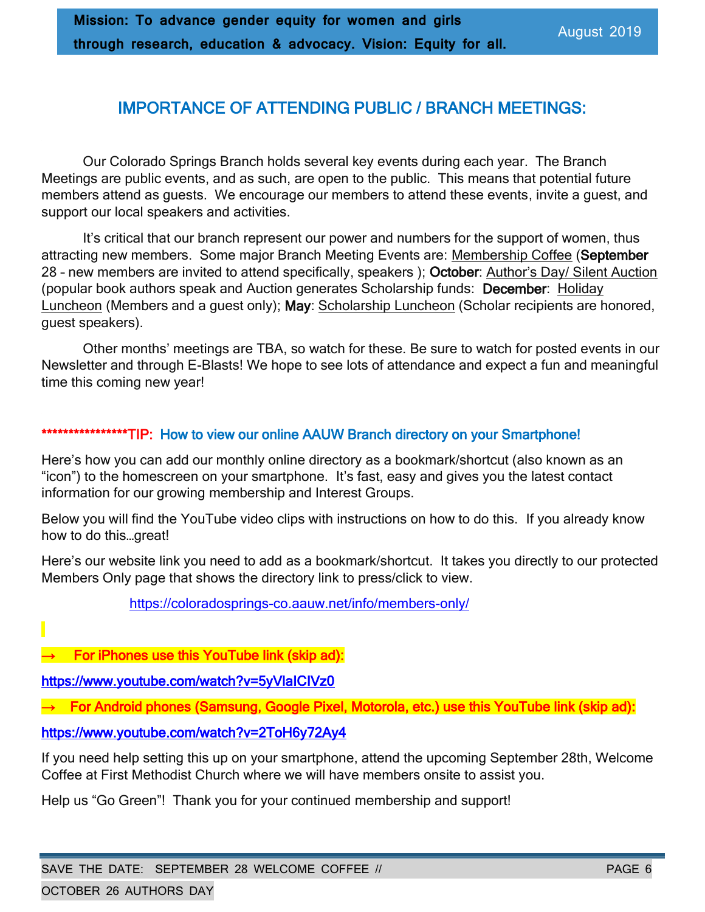**Mission: To advance gender equity for women and girls through research, education & advocacy. Vision: Equity for all.**

August 2019

## IMPORTANCE OF ATTENDING PUBLIC / BRANCH MEETINGS:

Our Colorado Springs Branch holds several key events during each year. The Branch Meetings are public events, and as such, are open to the public. This means that potential future members attend as guests. We encourage our members to attend these events, invite a guest, and support our local speakers and activities.

It's critical that our branch represent our power and numbers for the support of women, thus attracting new members. Some major Branch Meeting Events are: Membership Coffee (**September** 28 – new members are invited to attend specifically, speakers ); **October**: Author's Day/ Silent Auction (popular book authors speak and Auction generates Scholarship funds: **December**: Holiday Luncheon (Members and a guest only); **May**: Scholarship Luncheon (Scholar recipients are honored, guest speakers).

Other months' meetings are TBA, so watch for these. Be sure to watch for posted events in our Newsletter and through E-Blasts! We hope to see lots of attendance and expect a fun and meaningful time this coming new year!

*****************TIP: **How to view our online AAUW Branch directory on your Smartphone!**

Here's how you can add our monthly online directory as a bookmark/shortcut (also known as an "icon") to the homescreen on your smartphone. It's fast, easy and gives you the latest contact information for our growing membership and Interest Groups.

Below you will find the YouTube video clips with instructions on how to do this. If you already know how to do this…great!

Here's our website link you need to add as a bookmark/shortcut. It takes you directly to our protected Members Only page that shows the directory link to press/click to view.

https://coloradosprings-co.aauw.net/info/members-only/

**→ For iPhones use this YouTube link (skip ad):**

**https://www.youtube.com/watch?v=5yVlaICIVz0**

**→ For Android phones (Samsung, Google Pixel, Motorola, etc.) use this YouTube link (skip ad):**

**https://www.youtube.com/watch?v=2ToH6y72Ay4**

If you need help setting this up on your smartphone, attend the upcoming September 28th, Welcome Coffee at First Methodist Church where we will have members onsite to assist you.

Help us "Go Green"! Thank you for your continued membership and support!

SAVE THE DATE: SEPTEMBER 28 WELCOME COFFEE // OCTOBER 26 AUTHORS DAY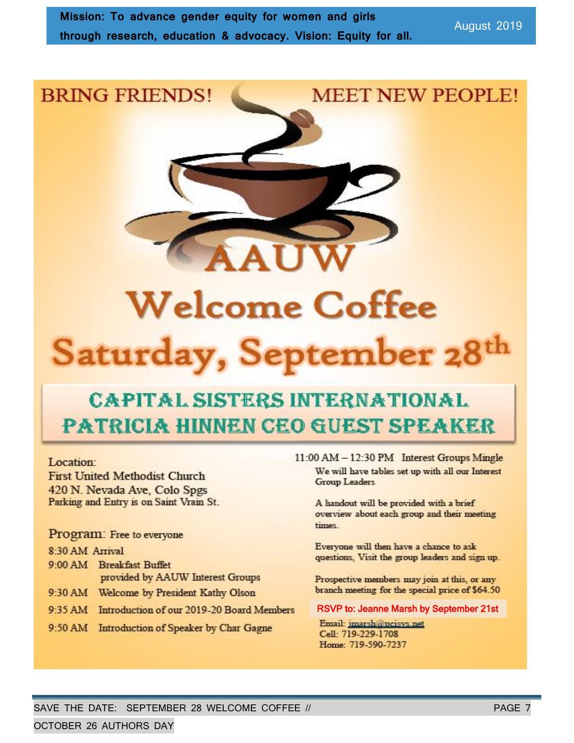BRING FRIENDS! MEET NEW PEOPLE!

# AAUW Welcome Coffee

## Saturday, September 28th

### CAPITAL SISTERS INTERNATIONAL PATRICIA HINNEN CEO GUEST SPEAKER

Location:
First United Methodist Church
420 N. Nevada Ave, Colo Spgs
Parking and Entry is on Saint Vrain St.

**Program:** Free to everyone

- 8:30 AM Arrival
- 9:00 AM Breakfast Buffet provided by AAUW Interest Groups
- 9:30 AM Welcome by President Kathy Olson
- 9:35 AM Introduction of our 2019-20 Board Members
- 9:50 AM Introduction of Speaker by Char Gagne
- 11:00 AM – 12:30 PM Interest Groups Mingle

We will have tables set up with all our Interest Group Leaders

A handout will be provided with a brief overview about each group and their meeting times.

Everyone will then have a chance to ask questions, Visit the group leaders and sign up.

Prospective members may join at this, or any branch meeting for the special price of $64.50

**RSVP to: Jeanne Marsh by September 21st**

Email: jmarsh@pcisys.net
Cell: 719-229-1708
Home: 719-590-7237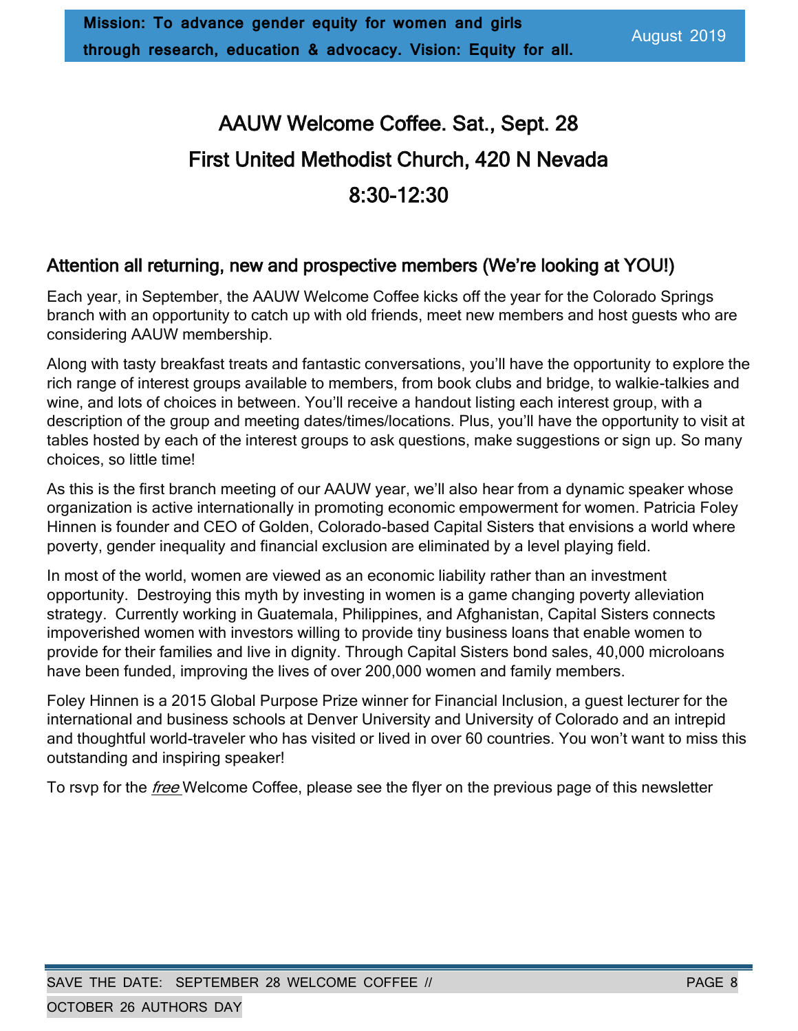# AAUW Welcome Coffee. Sat., Sept. 28

# First United Methodist Church, 420 N Nevada

# 8:30-12:30

## Attention all returning, new and prospective members (We're looking at YOU!)

Each year, in September, the AAUW Welcome Coffee kicks off the year for the Colorado Springs branch with an opportunity to catch up with old friends, meet new members and host guests who are considering AAUW membership.

Along with tasty breakfast treats and fantastic conversations, you'll have the opportunity to explore the rich range of interest groups available to members, from book clubs and bridge, to walkie-talkies and wine, and lots of choices in between. You'll receive a handout listing each interest group, with a description of the group and meeting dates/times/locations. Plus, you'll have the opportunity to visit at tables hosted by each of the interest groups to ask questions, make suggestions or sign up. So many choices, so little time!

As this is the first branch meeting of our AAUW year, we'll also hear from a dynamic speaker whose organization is active internationally in promoting economic empowerment for women. Patricia Foley Hinnen is founder and CEO of Golden, Colorado-based Capital Sisters that envisions a world where poverty, gender inequality and financial exclusion are eliminated by a level playing field.

In most of the world, women are viewed as an economic liability rather than an investment opportunity. Destroying this myth by investing in women is a game changing poverty alleviation strategy. Currently working in Guatemala, Philippines, and Afghanistan, Capital Sisters connects impoverished women with investors willing to provide tiny business loans that enable women to provide for their families and live in dignity. Through Capital Sisters bond sales, 40,000 microloans have been funded, improving the lives of over 200,000 women and family members.

Foley Hinnen is a 2015 Global Purpose Prize winner for Financial Inclusion, a guest lecturer for the international and business schools at Denver University and University of Colorado and an intrepid and thoughtful world-traveler who has visited or lived in over 60 countries. You won't want to miss this outstanding and inspiring speaker!

To rsvp for the *free* Welcome Coffee, please see the flyer on the previous page of this newsletter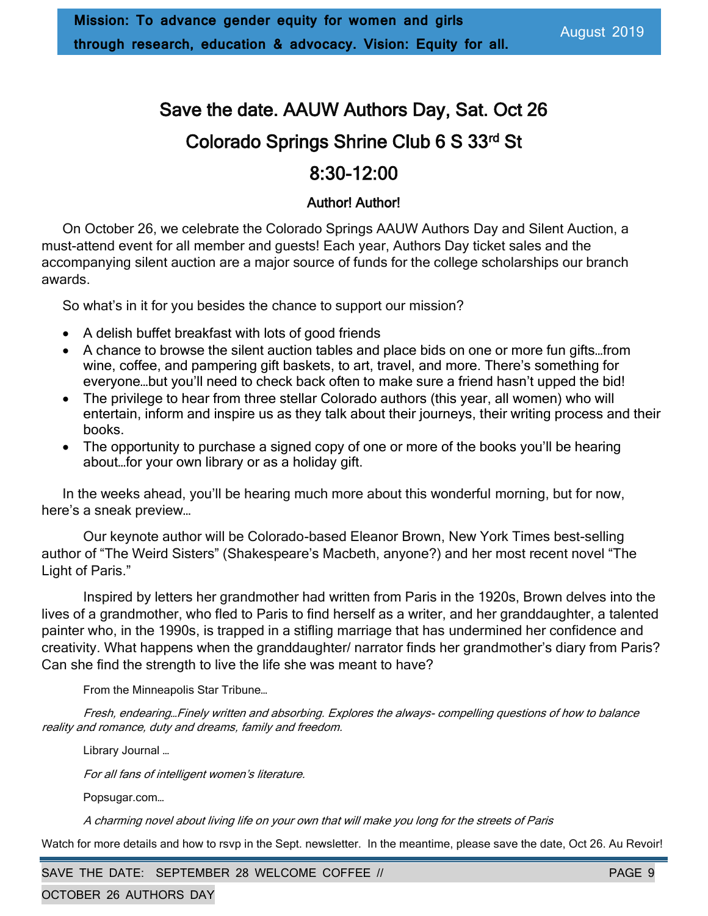**Mission: To advance gender equity for women and girls through research, education & advocacy. Vision: Equity for all.**

August 2019

## Save the date. AAUW Authors Day, Sat. Oct 26

## Colorado Springs Shrine Club 6 S 33rd St

## 8:30-12:00

### Author! Author!

On October 26, we celebrate the Colorado Springs AAUW Authors Day and Silent Auction, a must-attend event for all member and guests! Each year, Authors Day ticket sales and the accompanying silent auction are a major source of funds for the college scholarships our branch awards.

So what's in it for you besides the chance to support our mission?

- A delish buffet breakfast with lots of good friends
- A chance to browse the silent auction tables and place bids on one or more fun gifts…from wine, coffee, and pampering gift baskets, to art, travel, and more. There's something for everyone…but you'll need to check back often to make sure a friend hasn't upped the bid!
- The privilege to hear from three stellar Colorado authors (this year, all women) who will entertain, inform and inspire us as they talk about their journeys, their writing process and their books.
- The opportunity to purchase a signed copy of one or more of the books you'll be hearing about…for your own library or as a holiday gift.

In the weeks ahead, you'll be hearing much more about this wonderful morning, but for now, here's a sneak preview…

Our keynote author will be Colorado-based Eleanor Brown, New York Times best-selling author of "The Weird Sisters" (Shakespeare's Macbeth, anyone?) and her most recent novel "The Light of Paris."

Inspired by letters her grandmother had written from Paris in the 1920s, Brown delves into the lives of a grandmother, who fled to Paris to find herself as a writer, and her granddaughter, a talented painter who, in the 1990s, is trapped in a stifling marriage that has undermined her confidence and creativity. What happens when the granddaughter/ narrator finds her grandmother's diary from Paris? Can she find the strength to live the life she was meant to have?

From the Minneapolis Star Tribune…

*Fresh, endearing…Finely written and absorbing. Explores the always- compelling questions of how to balance reality and romance, duty and dreams, family and freedom.*

Library Journal …

*For all fans of intelligent women's literature.*

Popsugar.com…

*A charming novel about living life on your own that will make you long for the streets of Paris*

Watch for more details and how to rsvp in the Sept. newsletter. In the meantime, please save the date, Oct 26. Au Revoir!

SAVE THE DATE: SEPTEMBER 28 WELCOME COFFEE // OCTOBER 26 AUTHORS DAY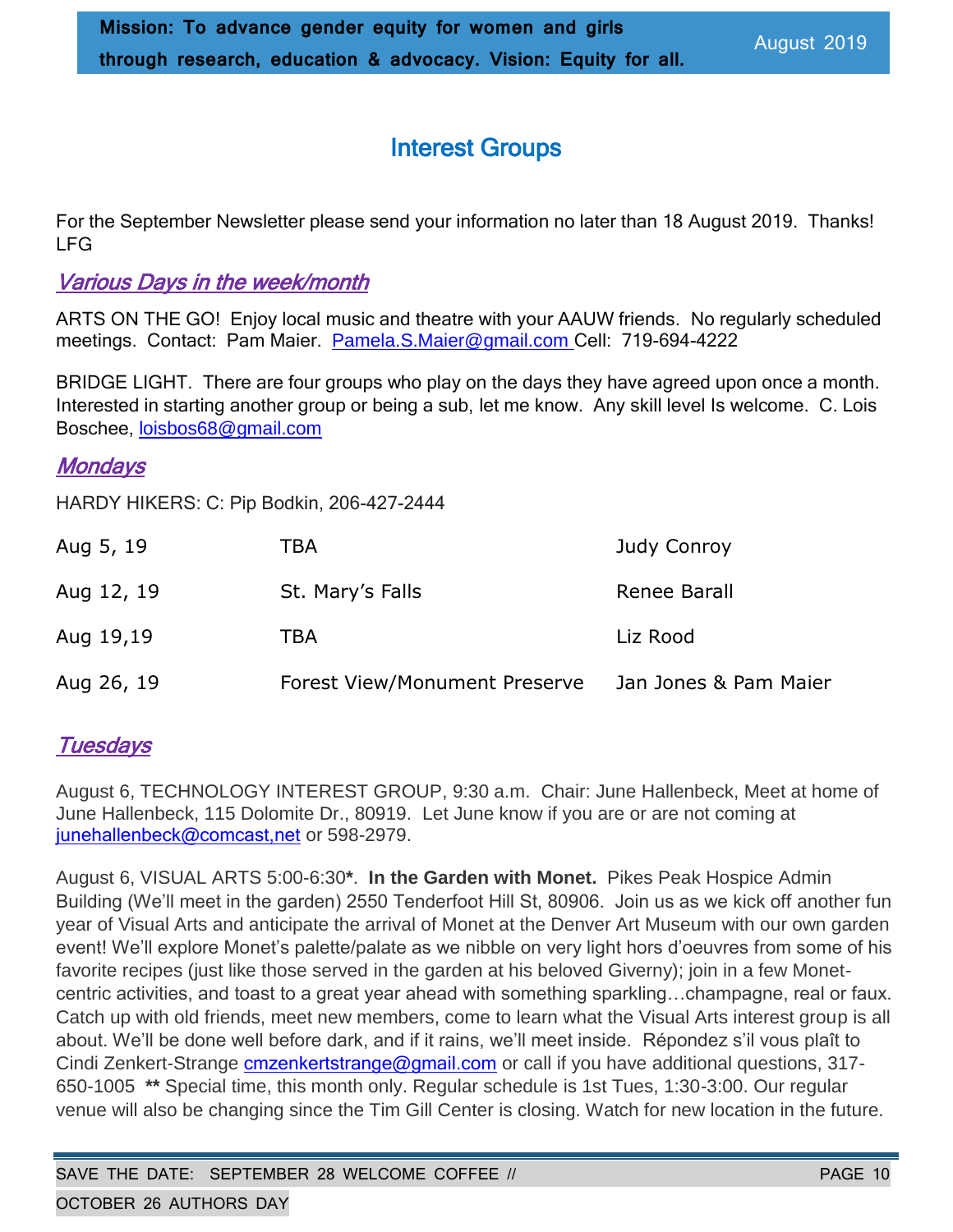## Interest Groups

For the September Newsletter please send your information no later than 18 August 2019. Thanks! LFG

### *Various Days in the week/month*

ARTS ON THE GO! Enjoy local music and theatre with your AAUW friends. No regularly scheduled meetings. Contact: Pam Maier. Pamela.S.Maier@gmail.com Cell: 719-694-4222

BRIDGE LIGHT. There are four groups who play on the days they have agreed upon once a month. Interested in starting another group or being a sub, let me know. Any skill level Is welcome. C. Lois Boschee, loisbos68@gmail.com

### *Mondays*

HARDY HIKERS: C: Pip Bodkin, 206-427-2444

| | | |
|---|---|---|
| Aug 5, 19 | TBA | Judy Conroy |
| Aug 12, 19 | St. Mary's Falls | Renee Barall |
| Aug 19,19 | TBA | Liz Rood |
| Aug 26, 19 | Forest View/Monument Preserve | Jan Jones & Pam Maier |

### *Tuesdays*

August 6, TECHNOLOGY INTEREST GROUP, 9:30 a.m. Chair: June Hallenbeck, Meet at home of June Hallenbeck, 115 Dolomite Dr., 80919. Let June know if you are or are not coming at junehallenbeck@comcast,net or 598-2979.

August 6, VISUAL ARTS 5:00-6:30**\***. **In the Garden with Monet.** Pikes Peak Hospice Admin Building (We'll meet in the garden) 2550 Tenderfoot Hill St, 80906. Join us as we kick off another fun year of Visual Arts and anticipate the arrival of Monet at the Denver Art Museum with our own garden event! We'll explore Monet's palette/palate as we nibble on very light hors d'oeuvres from some of his favorite recipes (just like those served in the garden at his beloved Giverny); join in a few Monet-centric activities, and toast to a great year ahead with something sparkling…champagne, real or faux. Catch up with old friends, meet new members, come to learn what the Visual Arts interest group is all about. We'll be done well before dark, and if it rains, we'll meet inside. Répondez s'il vous plaît to Cindi Zenkert-Strange cmzenkertstrange@gmail.com or call if you have additional questions, 317-650-1005 **\*\*** Special time, this month only. Regular schedule is 1st Tues, 1:30-3:00. Our regular venue will also be changing since the Tim Gill Center is closing. Watch for new location in the future.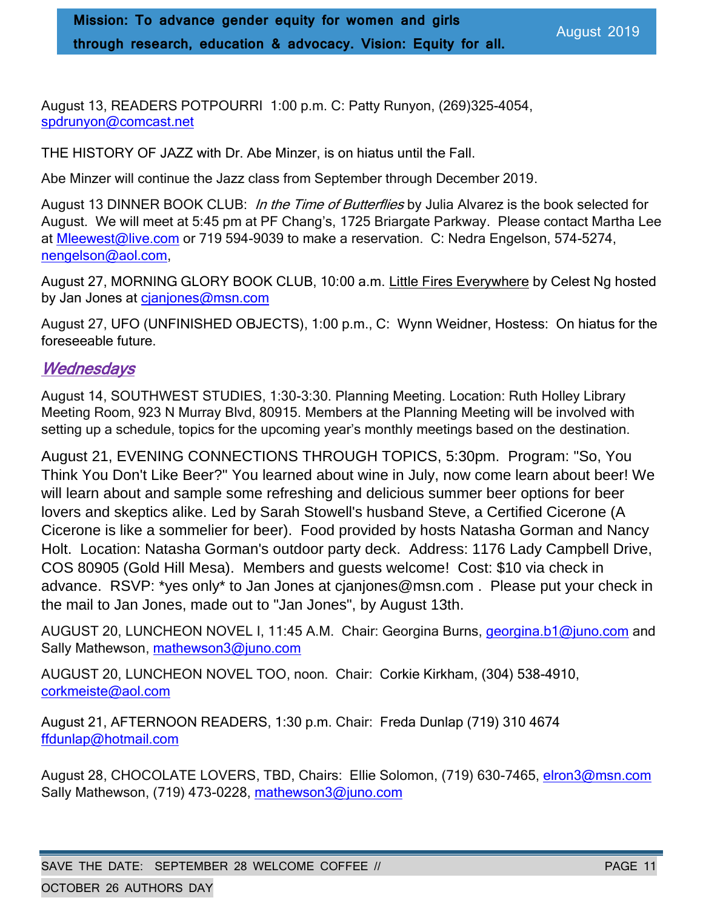August 13, READERS POTPOURRI 1:00 p.m. C: Patty Runyon, (269)325-4054, spdrunyon@comcast.net

THE HISTORY OF JAZZ with Dr. Abe Minzer, is on hiatus until the Fall.

Abe Minzer will continue the Jazz class from September through December 2019.

August 13 DINNER BOOK CLUB: *In the Time of Butterflies* by Julia Alvarez is the book selected for August. We will meet at 5:45 pm at PF Chang's, 1725 Briargate Parkway. Please contact Martha Lee at Mleewest@live.com or 719 594-9039 to make a reservation. C: Nedra Engelson, 574-5274, nengelson@aol.com,

August 27, MORNING GLORY BOOK CLUB, 10:00 a.m. Little Fires Everywhere by Celest Ng hosted by Jan Jones at cjanjones@msn.com

August 27, UFO (UNFINISHED OBJECTS), 1:00 p.m., C: Wynn Weidner, Hostess: On hiatus for the foreseeable future.

## *Wednesdays*

August 14, SOUTHWEST STUDIES, 1:30-3:30. Planning Meeting. Location: Ruth Holley Library Meeting Room, 923 N Murray Blvd, 80915. Members at the Planning Meeting will be involved with setting up a schedule, topics for the upcoming year's monthly meetings based on the destination.

August 21, EVENING CONNECTIONS THROUGH TOPICS, 5:30pm. Program: "So, You Think You Don't Like Beer?" You learned about wine in July, now come learn about beer! We will learn about and sample some refreshing and delicious summer beer options for beer lovers and skeptics alike. Led by Sarah Stowell's husband Steve, a Certified Cicerone (A Cicerone is like a sommelier for beer). Food provided by hosts Natasha Gorman and Nancy Holt. Location: Natasha Gorman's outdoor party deck. Address: 1176 Lady Campbell Drive, COS 80905 (Gold Hill Mesa). Members and guests welcome! Cost: $10 via check in advance. RSVP: *yes only* to Jan Jones at cjanjones@msn.com . Please put your check in the mail to Jan Jones, made out to "Jan Jones", by August 13th.

AUGUST 20, LUNCHEON NOVEL I, 11:45 A.M. Chair: Georgina Burns, georgina.b1@juno.com and Sally Mathewson, mathewson3@juno.com

AUGUST 20, LUNCHEON NOVEL TOO, noon. Chair: Corkie Kirkham, (304) 538-4910, corkmeiste@aol.com

August 21, AFTERNOON READERS, 1:30 p.m. Chair: Freda Dunlap (719) 310 4674 ffdunlap@hotmail.com

August 28, CHOCOLATE LOVERS, TBD, Chairs: Ellie Solomon, (719) 630-7465, elron3@msn.com Sally Mathewson, (719) 473-0228, mathewson3@juno.com

SAVE THE DATE: SEPTEMBER 28 WELCOME COFFEE // OCTOBER 26 AUTHORS DAY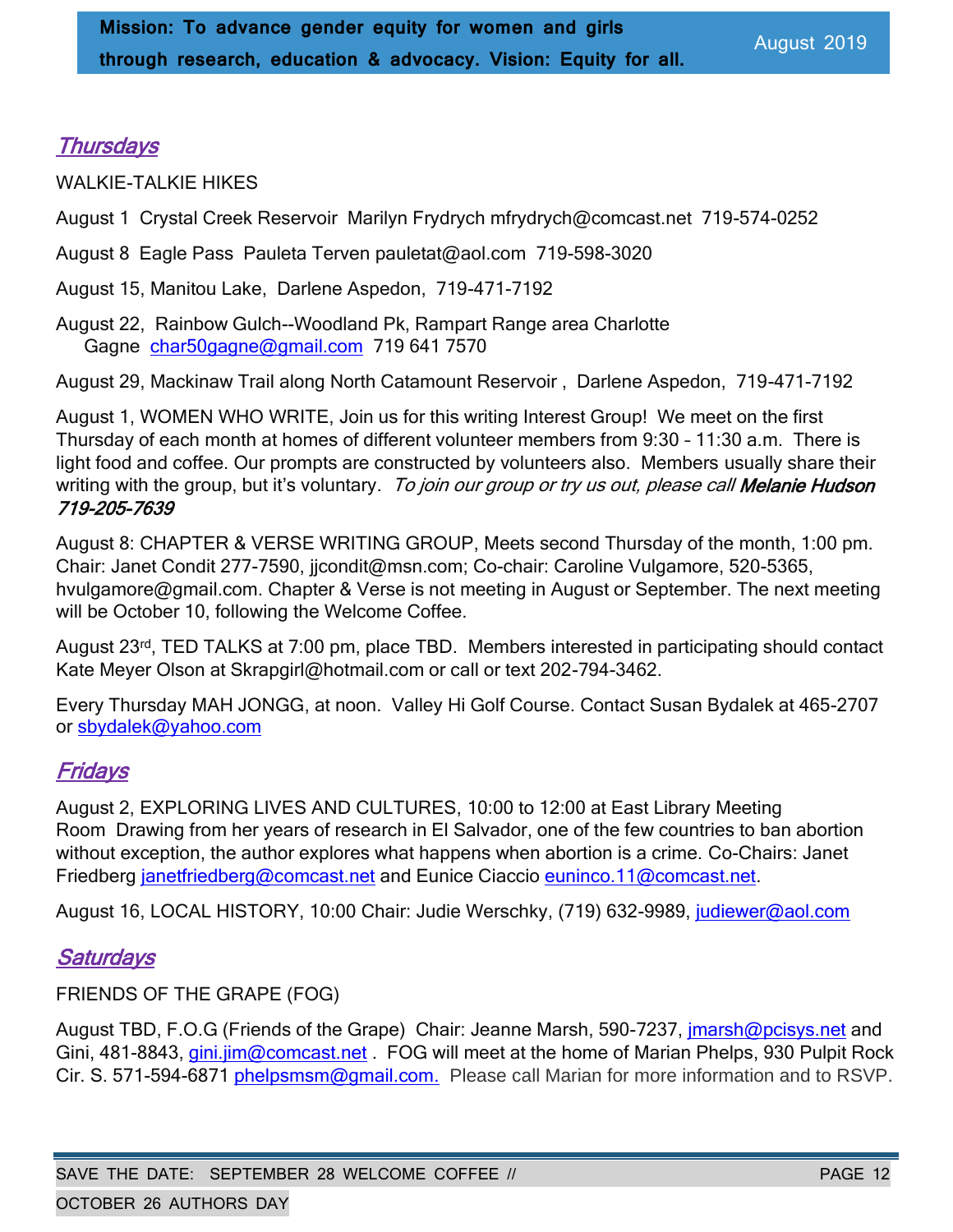## *Thursdays*

WALKIE-TALKIE HIKES

August 1 Crystal Creek Reservoir Marilyn Frydrych mfrydrych@comcast.net 719-574-0252

August 8 Eagle Pass Pauleta Terven pauletat@aol.com 719-598-3020

August 15, Manitou Lake, Darlene Aspedon, 719-471-7192

August 22, Rainbow Gulch--Woodland Pk, Rampart Range area Charlotte Gagne char50gagne@gmail.com 719 641 7570

August 29, Mackinaw Trail along North Catamount Reservoir , Darlene Aspedon, 719-471-7192

August 1, WOMEN WHO WRITE, Join us for this writing Interest Group! We meet on the first Thursday of each month at homes of different volunteer members from 9:30 – 11:30 a.m. There is light food and coffee. Our prompts are constructed by volunteers also. Members usually share their writing with the group, but it's voluntary. *To join our group or try us out, please call* ***Melanie Hudson 719-205-7639***

August 8: CHAPTER & VERSE WRITING GROUP, Meets second Thursday of the month, 1:00 pm. Chair: Janet Condit 277-7590, jjcondit@msn.com; Co-chair: Caroline Vulgamore, 520-5365, hvulgamore@gmail.com. Chapter & Verse is not meeting in August or September. The next meeting will be October 10, following the Welcome Coffee.

August 23rd, TED TALKS at 7:00 pm, place TBD. Members interested in participating should contact Kate Meyer Olson at Skrapgirl@hotmail.com or call or text 202-794-3462.

Every Thursday MAH JONGG, at noon. Valley Hi Golf Course. Contact Susan Bydalek at 465-2707 or sbydalek@yahoo.com

## *Fridays*

August 2, EXPLORING LIVES AND CULTURES, 10:00 to 12:00 at East Library Meeting Room Drawing from her years of research in El Salvador, one of the few countries to ban abortion without exception, the author explores what happens when abortion is a crime. Co-Chairs: Janet Friedberg janetfriedberg@comcast.net and Eunice Ciaccio euninco.11@comcast.net.

August 16, LOCAL HISTORY, 10:00 Chair: Judie Werschky, (719) 632-9989, judiewer@aol.com

## *Saturdays*

FRIENDS OF THE GRAPE (FOG)

August TBD, F.O.G (Friends of the Grape) Chair: Jeanne Marsh, 590-7237, jmarsh@pcisys.net and Gini, 481-8843, gini.jim@comcast.net . FOG will meet at the home of Marian Phelps, 930 Pulpit Rock Cir. S. 571-594-6871 phelpsmsm@gmail.com. Please call Marian for more information and to RSVP.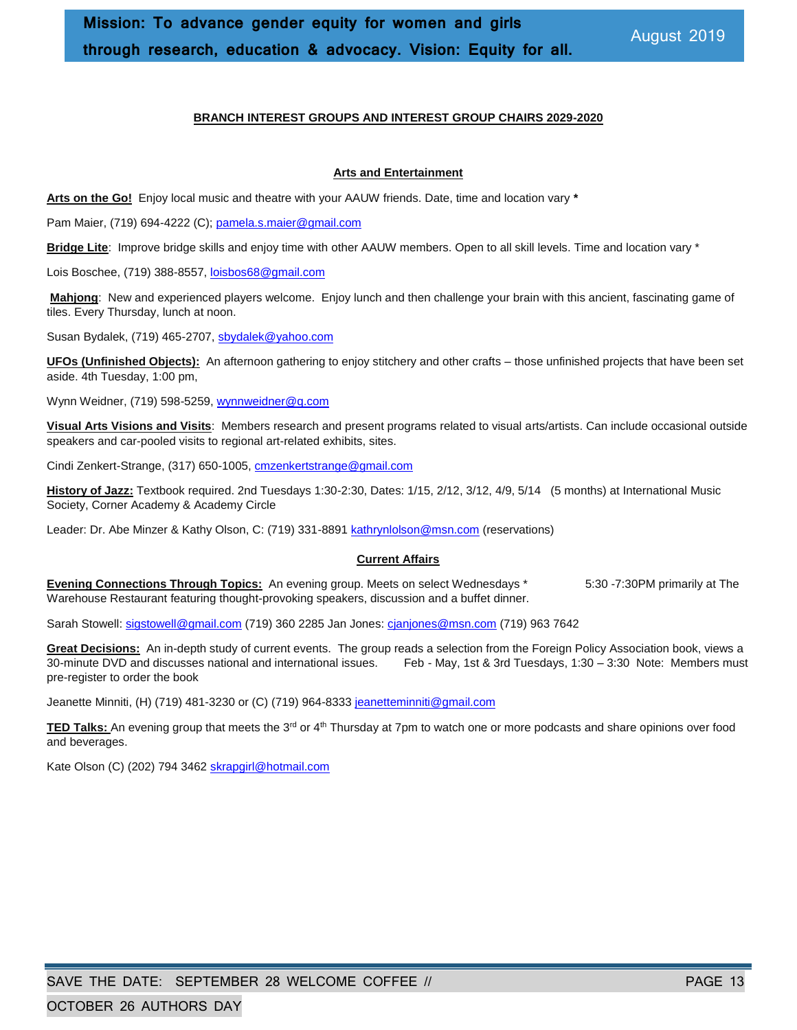## BRANCH INTEREST GROUPS AND INTEREST GROUP CHAIRS 2029-2020

### Arts and Entertainment

**Arts on the Go!** Enjoy local music and theatre with your AAUW friends. Date, time and location vary **\***

Pam Maier, (719) 694-4222 (C); pamela.s.maier@gmail.com

**Bridge Lite**: Improve bridge skills and enjoy time with other AAUW members. Open to all skill levels. Time and location vary *

Lois Boschee, (719) 388-8557, loisbos68@gmail.com

**Mahjong**: New and experienced players welcome. Enjoy lunch and then challenge your brain with this ancient, fascinating game of tiles. Every Thursday, lunch at noon.

Susan Bydalek, (719) 465-2707, sbydalek@yahoo.com

**UFOs (Unfinished Objects):** An afternoon gathering to enjoy stitchery and other crafts – those unfinished projects that have been set aside. 4th Tuesday, 1:00 pm,

Wynn Weidner, (719) 598-5259, wynnweidner@q.com

**Visual Arts Visions and Visits**: Members research and present programs related to visual arts/artists. Can include occasional outside speakers and car-pooled visits to regional art-related exhibits, sites.

Cindi Zenkert-Strange, (317) 650-1005, cmzenkertstrange@gmail.com

**History of Jazz:** Textbook required. 2nd Tuesdays 1:30-2:30, Dates: 1/15, 2/12, 3/12, 4/9, 5/14 (5 months) at International Music Society, Corner Academy & Academy Circle

Leader: Dr. Abe Minzer & Kathy Olson, C: (719) 331-8891 kathrynlolson@msn.com (reservations)

### Current Affairs

**Evening Connections Through Topics:** An evening group. Meets on select Wednesdays * 5:30 -7:30PM primarily at The Warehouse Restaurant featuring thought-provoking speakers, discussion and a buffet dinner.

Sarah Stowell: sigstowell@gmail.com (719) 360 2285 Jan Jones: cjanjones@msn.com (719) 963 7642

**Great Decisions:** An in-depth study of current events. The group reads a selection from the Foreign Policy Association book, views a 30-minute DVD and discusses national and international issues. Feb - May, 1st & 3rd Tuesdays, 1:30 – 3:30 Note: Members must pre-register to order the book

Jeanette Minniti, (H) (719) 481-3230 or (C) (719) 964-8333 jeanetteminniti@gmail.com

**TED Talks:** An evening group that meets the 3rd or 4th Thursday at 7pm to watch one or more podcasts and share opinions over food and beverages.

Kate Olson (C) (202) 794 3462 skrapgirl@hotmail.com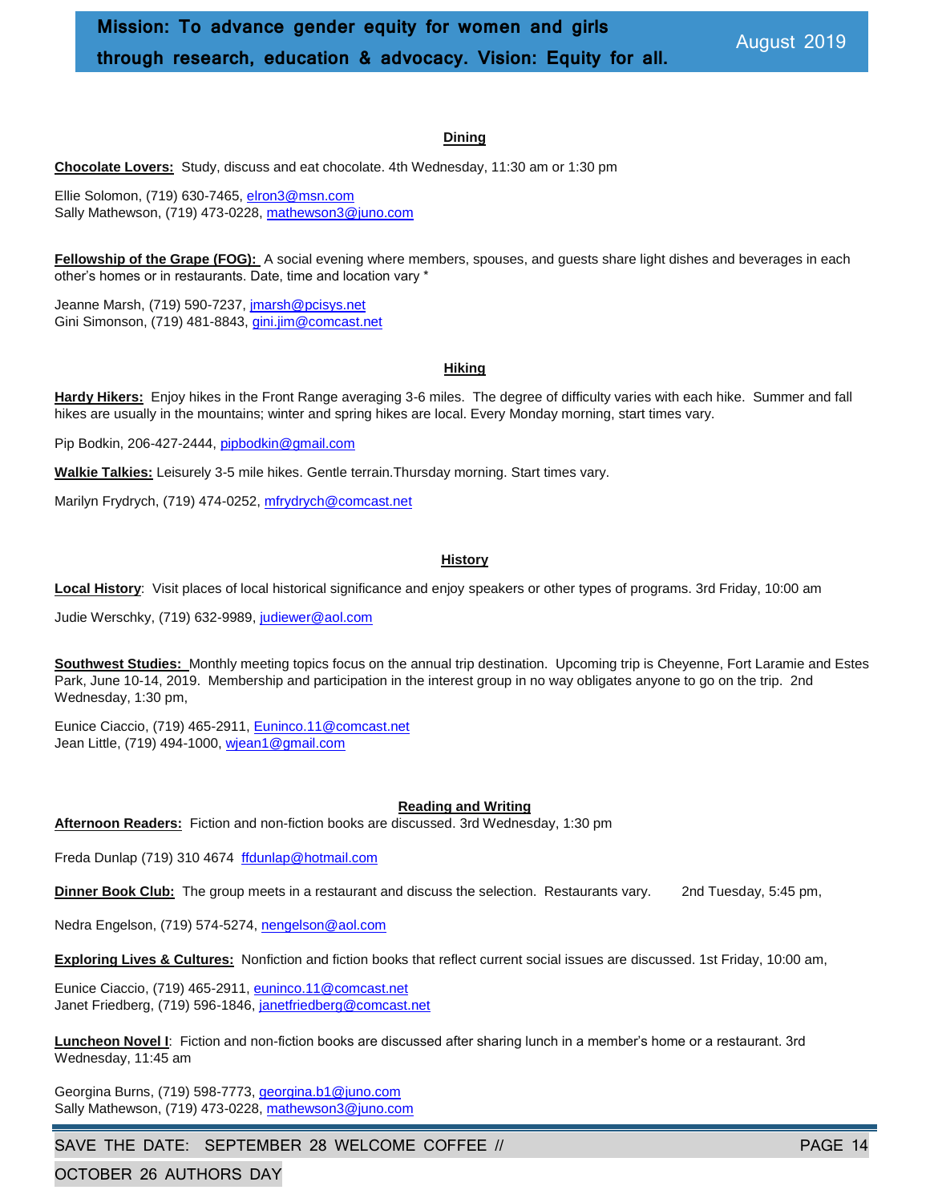### Dining

**Chocolate Lovers:** Study, discuss and eat chocolate. 4th Wednesday, 11:30 am or 1:30 pm

Ellie Solomon, (719) 630-7465, elron3@msn.com
Sally Mathewson, (719) 473-0228, mathewson3@juno.com

**Fellowship of the Grape (FOG):** A social evening where members, spouses, and guests share light dishes and beverages in each other's homes or in restaurants. Date, time and location vary *

Jeanne Marsh, (719) 590-7237, jmarsh@pcisys.net
Gini Simonson, (719) 481-8843, gini.jim@comcast.net

### Hiking

**Hardy Hikers:** Enjoy hikes in the Front Range averaging 3-6 miles. The degree of difficulty varies with each hike. Summer and fall hikes are usually in the mountains; winter and spring hikes are local. Every Monday morning, start times vary.

Pip Bodkin, 206-427-2444, pipbodkin@gmail.com

**Walkie Talkies:** Leisurely 3-5 mile hikes. Gentle terrain.Thursday morning. Start times vary.

Marilyn Frydrych, (719) 474-0252, mfrydrych@comcast.net

### History

**Local History**: Visit places of local historical significance and enjoy speakers or other types of programs. 3rd Friday, 10:00 am

Judie Werschky, (719) 632-9989, judiewer@aol.com

**Southwest Studies:** Monthly meeting topics focus on the annual trip destination. Upcoming trip is Cheyenne, Fort Laramie and Estes Park, June 10-14, 2019. Membership and participation in the interest group in no way obligates anyone to go on the trip. 2nd Wednesday, 1:30 pm,

Eunice Ciaccio, (719) 465-2911, Euninco.11@comcast.net
Jean Little, (719) 494-1000, wjean1@gmail.com

### Reading and Writing

**Afternoon Readers:** Fiction and non-fiction books are discussed. 3rd Wednesday, 1:30 pm

Freda Dunlap (719) 310 4674 ffdunlap@hotmail.com

**Dinner Book Club:** The group meets in a restaurant and discuss the selection. Restaurants vary. 2nd Tuesday, 5:45 pm,

Nedra Engelson, (719) 574-5274, nengelson@aol.com

**Exploring Lives & Cultures:** Nonfiction and fiction books that reflect current social issues are discussed. 1st Friday, 10:00 am,

Eunice Ciaccio, (719) 465-2911, euninco.11@comcast.net
Janet Friedberg, (719) 596-1846, janetfriedberg@comcast.net

**Luncheon Novel I**: Fiction and non-fiction books are discussed after sharing lunch in a member's home or a restaurant. 3rd Wednesday, 11:45 am

Georgina Burns, (719) 598-7773, georgina.b1@juno.com
Sally Mathewson, (719) 473-0228, mathewson3@juno.com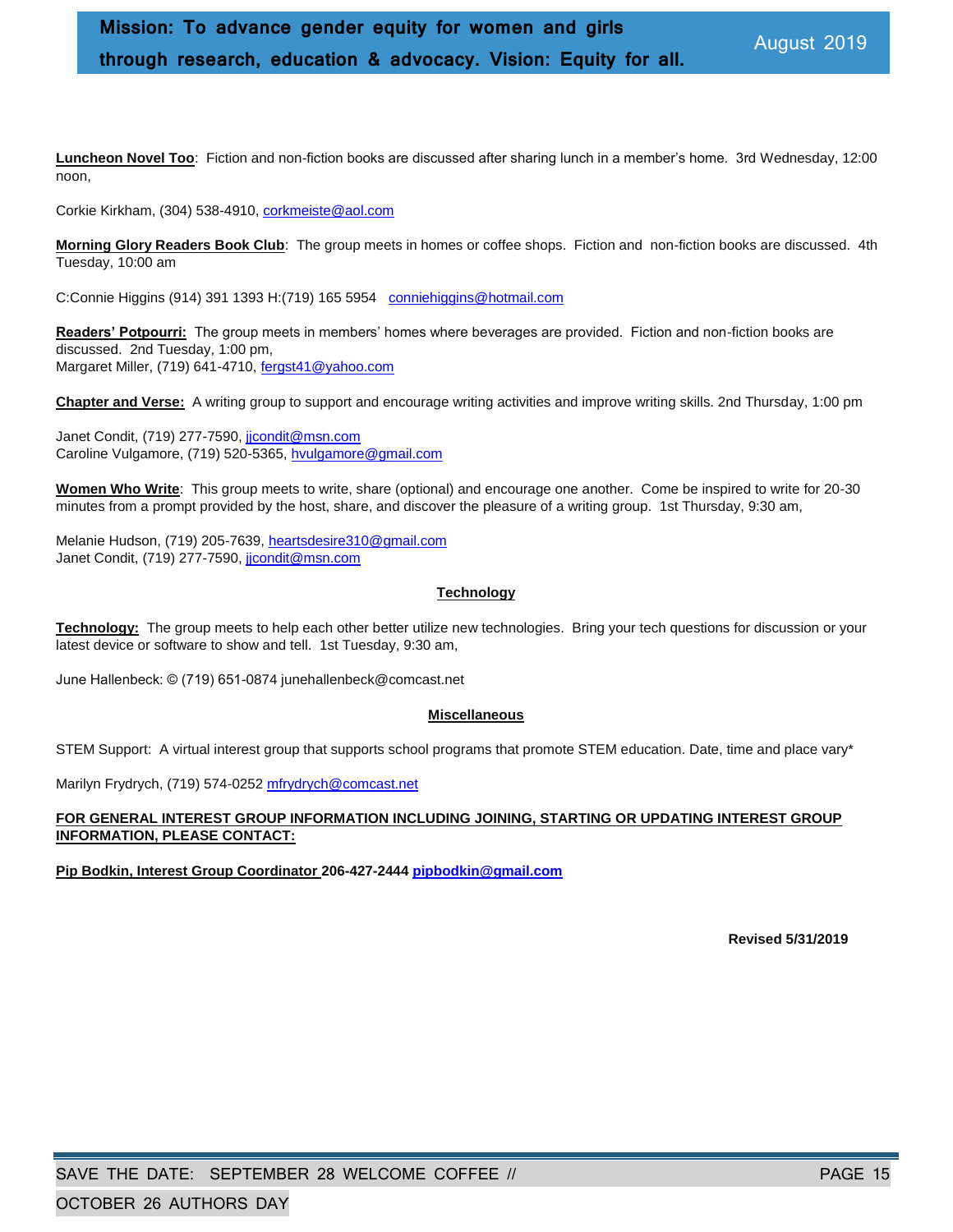**Luncheon Novel Too**: Fiction and non-fiction books are discussed after sharing lunch in a member's home. 3rd Wednesday, 12:00 noon,

Corkie Kirkham, (304) 538-4910, corkmeiste@aol.com

**Morning Glory Readers Book Club**: The group meets in homes or coffee shops. Fiction and non-fiction books are discussed. 4th Tuesday, 10:00 am

C:Connie Higgins (914) 391 1393 H:(719) 165 5954 conniehiggins@hotmail.com

**Readers' Potpourri:** The group meets in members' homes where beverages are provided. Fiction and non-fiction books are discussed. 2nd Tuesday, 1:00 pm,
Margaret Miller, (719) 641-4710, fergst41@yahoo.com

**Chapter and Verse:** A writing group to support and encourage writing activities and improve writing skills. 2nd Thursday, 1:00 pm

Janet Condit, (719) 277-7590, jjcondit@msn.com
Caroline Vulgamore, (719) 520-5365, hvulgamore@gmail.com

**Women Who Write**: This group meets to write, share (optional) and encourage one another. Come be inspired to write for 20-30 minutes from a prompt provided by the host, share, and discover the pleasure of a writing group. 1st Thursday, 9:30 am,

Melanie Hudson, (719) 205-7639, heartsdesire310@gmail.com
Janet Condit, (719) 277-7590, jjcondit@msn.com

## Technology

**Technology:** The group meets to help each other better utilize new technologies. Bring your tech questions for discussion or your latest device or software to show and tell. 1st Tuesday, 9:30 am,

June Hallenbeck: © (719) 651-0874 junehallenbeck@comcast.net

## Miscellaneous

STEM Support: A virtual interest group that supports school programs that promote STEM education. Date, time and place vary*

Marilyn Frydrych, (719) 574-0252 mfrydrych@comcast.net

**FOR GENERAL INTEREST GROUP INFORMATION INCLUDING JOINING, STARTING OR UPDATING INTEREST GROUP INFORMATION, PLEASE CONTACT:**

**Pip Bodkin, Interest Group Coordinator 206-427-2444 pipbodkin@gmail.com**

**Revised 5/31/2019**